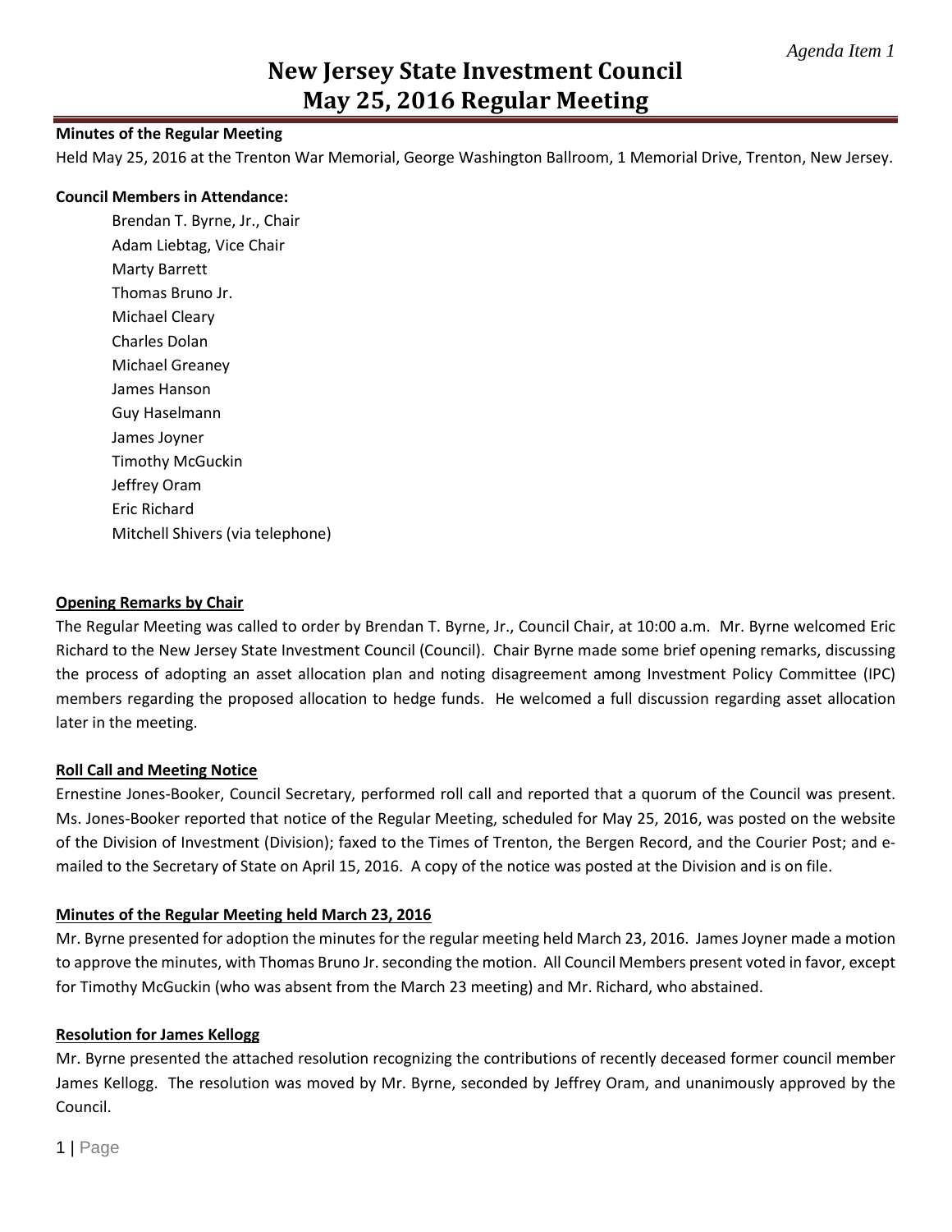*Agenda Item 1*

# New Jersey State Investment Council
# May 25, 2016 Regular Meeting

**Minutes of the Regular Meeting**

Held May 25, 2016 at the Trenton War Memorial, George Washington Ballroom, 1 Memorial Drive, Trenton, New Jersey.

**Council Members in Attendance:**

Brendan T. Byrne, Jr., Chair
Adam Liebtag, Vice Chair
Marty Barrett
Thomas Bruno Jr.
Michael Cleary
Charles Dolan
Michael Greaney
James Hanson
Guy Haselmann
James Joyner
Timothy McGuckin
Jeffrey Oram
Eric Richard
Mitchell Shivers (via telephone)

**Opening Remarks by Chair**

The Regular Meeting was called to order by Brendan T. Byrne, Jr., Council Chair, at 10:00 a.m. Mr. Byrne welcomed Eric Richard to the New Jersey State Investment Council (Council). Chair Byrne made some brief opening remarks, discussing the process of adopting an asset allocation plan and noting disagreement among Investment Policy Committee (IPC) members regarding the proposed allocation to hedge funds. He welcomed a full discussion regarding asset allocation later in the meeting.

**Roll Call and Meeting Notice**

Ernestine Jones-Booker, Council Secretary, performed roll call and reported that a quorum of the Council was present. Ms. Jones-Booker reported that notice of the Regular Meeting, scheduled for May 25, 2016, was posted on the website of the Division of Investment (Division); faxed to the Times of Trenton, the Bergen Record, and the Courier Post; and e-mailed to the Secretary of State on April 15, 2016. A copy of the notice was posted at the Division and is on file.

**Minutes of the Regular Meeting held March 23, 2016**

Mr. Byrne presented for adoption the minutes for the regular meeting held March 23, 2016. James Joyner made a motion to approve the minutes, with Thomas Bruno Jr. seconding the motion. All Council Members present voted in favor, except for Timothy McGuckin (who was absent from the March 23 meeting) and Mr. Richard, who abstained.

**Resolution for James Kellogg**

Mr. Byrne presented the attached resolution recognizing the contributions of recently deceased former council member James Kellogg. The resolution was moved by Mr. Byrne, seconded by Jeffrey Oram, and unanimously approved by the Council.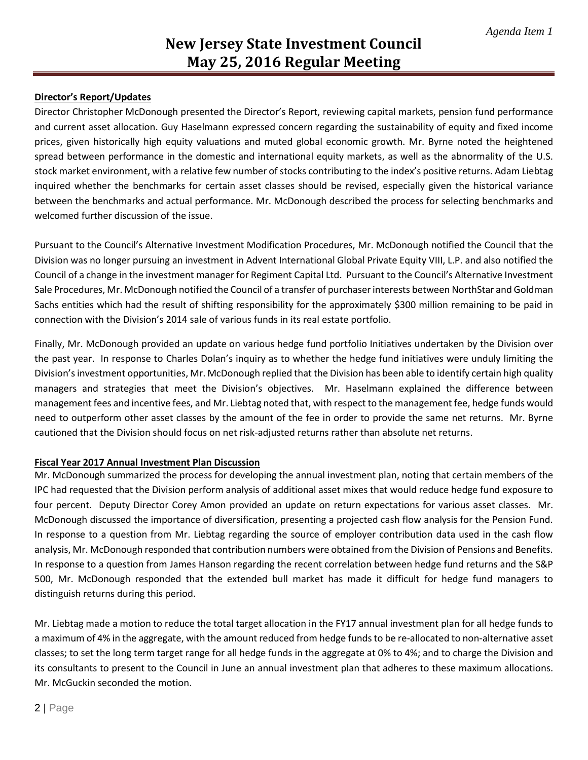## Director's Report/Updates

Director Christopher McDonough presented the Director's Report, reviewing capital markets, pension fund performance and current asset allocation. Guy Haselmann expressed concern regarding the sustainability of equity and fixed income prices, given historically high equity valuations and muted global economic growth. Mr. Byrne noted the heightened spread between performance in the domestic and international equity markets, as well as the abnormality of the U.S. stock market environment, with a relative few number of stocks contributing to the index's positive returns. Adam Liebtag inquired whether the benchmarks for certain asset classes should be revised, especially given the historical variance between the benchmarks and actual performance. Mr. McDonough described the process for selecting benchmarks and welcomed further discussion of the issue.

Pursuant to the Council's Alternative Investment Modification Procedures, Mr. McDonough notified the Council that the Division was no longer pursuing an investment in Advent International Global Private Equity VIII, L.P. and also notified the Council of a change in the investment manager for Regiment Capital Ltd. Pursuant to the Council's Alternative Investment Sale Procedures, Mr. McDonough notified the Council of a transfer of purchaser interests between NorthStar and Goldman Sachs entities which had the result of shifting responsibility for the approximately $300 million remaining to be paid in connection with the Division's 2014 sale of various funds in its real estate portfolio.

Finally, Mr. McDonough provided an update on various hedge fund portfolio Initiatives undertaken by the Division over the past year. In response to Charles Dolan's inquiry as to whether the hedge fund initiatives were unduly limiting the Division's investment opportunities, Mr. McDonough replied that the Division has been able to identify certain high quality managers and strategies that meet the Division's objectives. Mr. Haselmann explained the difference between management fees and incentive fees, and Mr. Liebtag noted that, with respect to the management fee, hedge funds would need to outperform other asset classes by the amount of the fee in order to provide the same net returns. Mr. Byrne cautioned that the Division should focus on net risk-adjusted returns rather than absolute net returns.

## Fiscal Year 2017 Annual Investment Plan Discussion

Mr. McDonough summarized the process for developing the annual investment plan, noting that certain members of the IPC had requested that the Division perform analysis of additional asset mixes that would reduce hedge fund exposure to four percent. Deputy Director Corey Amon provided an update on return expectations for various asset classes. Mr. McDonough discussed the importance of diversification, presenting a projected cash flow analysis for the Pension Fund. In response to a question from Mr. Liebtag regarding the source of employer contribution data used in the cash flow analysis, Mr. McDonough responded that contribution numbers were obtained from the Division of Pensions and Benefits. In response to a question from James Hanson regarding the recent correlation between hedge fund returns and the S&P 500, Mr. McDonough responded that the extended bull market has made it difficult for hedge fund managers to distinguish returns during this period.

Mr. Liebtag made a motion to reduce the total target allocation in the FY17 annual investment plan for all hedge funds to a maximum of 4% in the aggregate, with the amount reduced from hedge funds to be re-allocated to non-alternative asset classes; to set the long term target range for all hedge funds in the aggregate at 0% to 4%; and to charge the Division and its consultants to present to the Council in June an annual investment plan that adheres to these maximum allocations. Mr. McGuckin seconded the motion.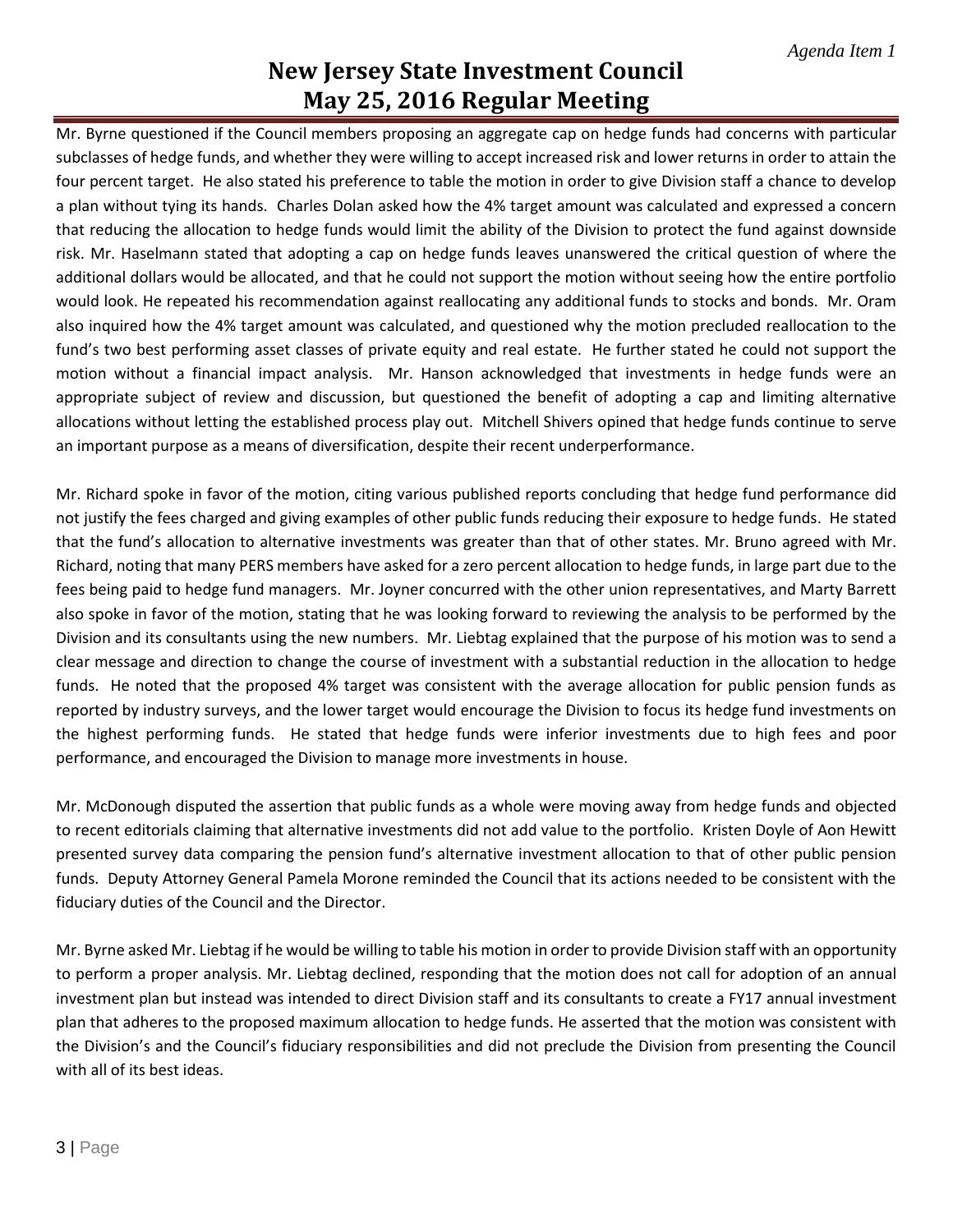Mr. Byrne questioned if the Council members proposing an aggregate cap on hedge funds had concerns with particular subclasses of hedge funds, and whether they were willing to accept increased risk and lower returns in order to attain the four percent target. He also stated his preference to table the motion in order to give Division staff a chance to develop a plan without tying its hands. Charles Dolan asked how the 4% target amount was calculated and expressed a concern that reducing the allocation to hedge funds would limit the ability of the Division to protect the fund against downside risk. Mr. Haselmann stated that adopting a cap on hedge funds leaves unanswered the critical question of where the additional dollars would be allocated, and that he could not support the motion without seeing how the entire portfolio would look. He repeated his recommendation against reallocating any additional funds to stocks and bonds. Mr. Oram also inquired how the 4% target amount was calculated, and questioned why the motion precluded reallocation to the fund's two best performing asset classes of private equity and real estate. He further stated he could not support the motion without a financial impact analysis. Mr. Hanson acknowledged that investments in hedge funds were an appropriate subject of review and discussion, but questioned the benefit of adopting a cap and limiting alternative allocations without letting the established process play out. Mitchell Shivers opined that hedge funds continue to serve an important purpose as a means of diversification, despite their recent underperformance.

Mr. Richard spoke in favor of the motion, citing various published reports concluding that hedge fund performance did not justify the fees charged and giving examples of other public funds reducing their exposure to hedge funds. He stated that the fund's allocation to alternative investments was greater than that of other states. Mr. Bruno agreed with Mr. Richard, noting that many PERS members have asked for a zero percent allocation to hedge funds, in large part due to the fees being paid to hedge fund managers. Mr. Joyner concurred with the other union representatives, and Marty Barrett also spoke in favor of the motion, stating that he was looking forward to reviewing the analysis to be performed by the Division and its consultants using the new numbers. Mr. Liebtag explained that the purpose of his motion was to send a clear message and direction to change the course of investment with a substantial reduction in the allocation to hedge funds. He noted that the proposed 4% target was consistent with the average allocation for public pension funds as reported by industry surveys, and the lower target would encourage the Division to focus its hedge fund investments on the highest performing funds. He stated that hedge funds were inferior investments due to high fees and poor performance, and encouraged the Division to manage more investments in house.

Mr. McDonough disputed the assertion that public funds as a whole were moving away from hedge funds and objected to recent editorials claiming that alternative investments did not add value to the portfolio. Kristen Doyle of Aon Hewitt presented survey data comparing the pension fund's alternative investment allocation to that of other public pension funds. Deputy Attorney General Pamela Morone reminded the Council that its actions needed to be consistent with the fiduciary duties of the Council and the Director.

Mr. Byrne asked Mr. Liebtag if he would be willing to table his motion in order to provide Division staff with an opportunity to perform a proper analysis. Mr. Liebtag declined, responding that the motion does not call for adoption of an annual investment plan but instead was intended to direct Division staff and its consultants to create a FY17 annual investment plan that adheres to the proposed maximum allocation to hedge funds. He asserted that the motion was consistent with the Division's and the Council's fiduciary responsibilities and did not preclude the Division from presenting the Council with all of its best ideas.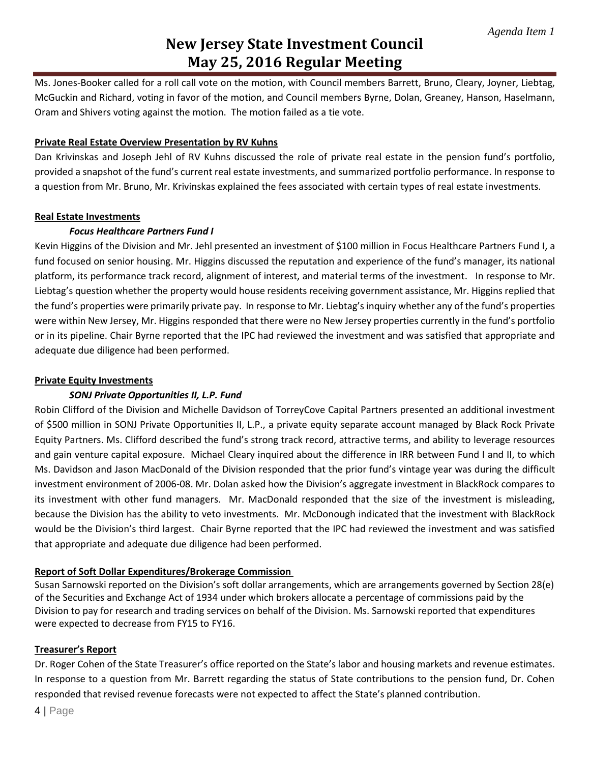Ms. Jones-Booker called for a roll call vote on the motion, with Council members Barrett, Bruno, Cleary, Joyner, Liebtag, McGuckin and Richard, voting in favor of the motion, and Council members Byrne, Dolan, Greaney, Hanson, Haselmann, Oram and Shivers voting against the motion. The motion failed as a tie vote.

**Private Real Estate Overview Presentation by RV Kuhns**

Dan Krivinskas and Joseph Jehl of RV Kuhns discussed the role of private real estate in the pension fund's portfolio, provided a snapshot of the fund's current real estate investments, and summarized portfolio performance. In response to a question from Mr. Bruno, Mr. Krivinskas explained the fees associated with certain types of real estate investments.

**Real Estate Investments**

***Focus Healthcare Partners Fund I***

Kevin Higgins of the Division and Mr. Jehl presented an investment of $100 million in Focus Healthcare Partners Fund I, a fund focused on senior housing. Mr. Higgins discussed the reputation and experience of the fund's manager, its national platform, its performance track record, alignment of interest, and material terms of the investment. In response to Mr. Liebtag's question whether the property would house residents receiving government assistance, Mr. Higgins replied that the fund's properties were primarily private pay. In response to Mr. Liebtag's inquiry whether any of the fund's properties were within New Jersey, Mr. Higgins responded that there were no New Jersey properties currently in the fund's portfolio or in its pipeline. Chair Byrne reported that the IPC had reviewed the investment and was satisfied that appropriate and adequate due diligence had been performed.

**Private Equity Investments**

***SONJ Private Opportunities II, L.P. Fund***

Robin Clifford of the Division and Michelle Davidson of TorreyCove Capital Partners presented an additional investment of $500 million in SONJ Private Opportunities II, L.P., a private equity separate account managed by Black Rock Private Equity Partners. Ms. Clifford described the fund's strong track record, attractive terms, and ability to leverage resources and gain venture capital exposure. Michael Cleary inquired about the difference in IRR between Fund I and II, to which Ms. Davidson and Jason MacDonald of the Division responded that the prior fund's vintage year was during the difficult investment environment of 2006-08. Mr. Dolan asked how the Division's aggregate investment in BlackRock compares to its investment with other fund managers. Mr. MacDonald responded that the size of the investment is misleading, because the Division has the ability to veto investments. Mr. McDonough indicated that the investment with BlackRock would be the Division's third largest. Chair Byrne reported that the IPC had reviewed the investment and was satisfied that appropriate and adequate due diligence had been performed.

**Report of Soft Dollar Expenditures/Brokerage Commission**

Susan Sarnowski reported on the Division's soft dollar arrangements, which are arrangements governed by Section 28(e) of the Securities and Exchange Act of 1934 under which brokers allocate a percentage of commissions paid by the Division to pay for research and trading services on behalf of the Division. Ms. Sarnowski reported that expenditures were expected to decrease from FY15 to FY16.

**Treasurer's Report**

Dr. Roger Cohen of the State Treasurer's office reported on the State's labor and housing markets and revenue estimates. In response to a question from Mr. Barrett regarding the status of State contributions to the pension fund, Dr. Cohen responded that revised revenue forecasts were not expected to affect the State's planned contribution.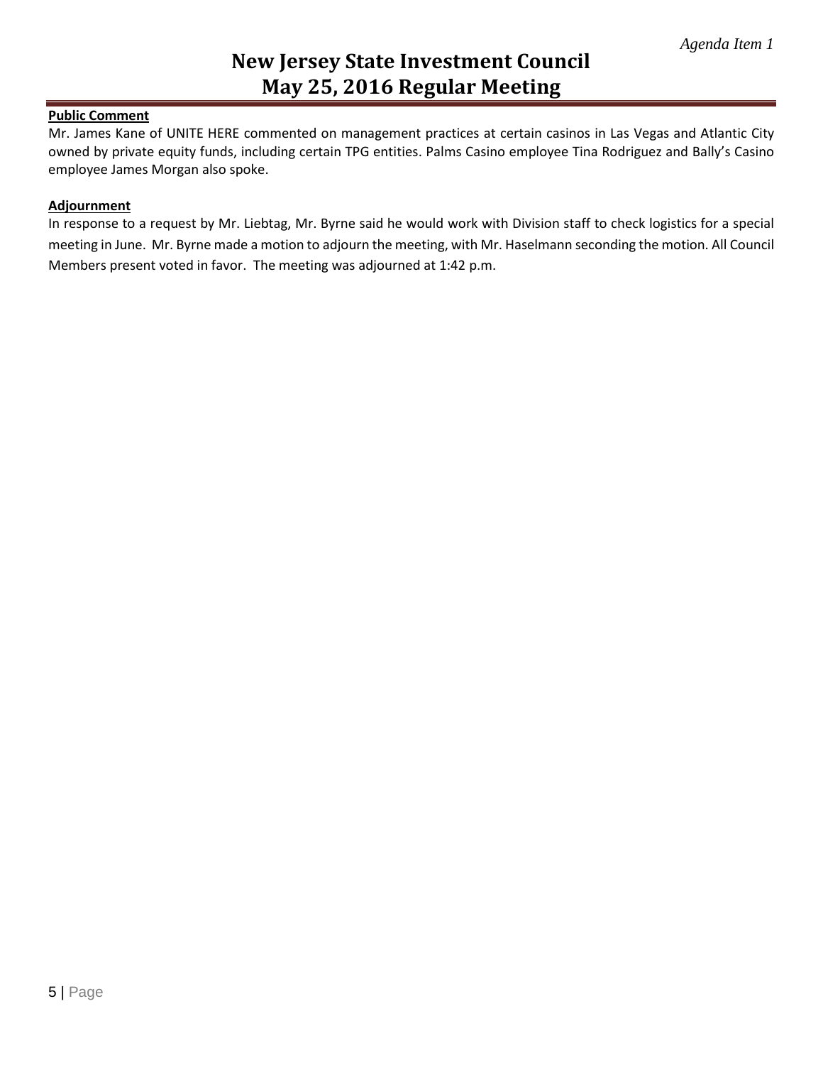**Public Comment**

Mr. James Kane of UNITE HERE commented on management practices at certain casinos in Las Vegas and Atlantic City owned by private equity funds, including certain TPG entities. Palms Casino employee Tina Rodriguez and Bally's Casino employee James Morgan also spoke.

**Adjournment**

In response to a request by Mr. Liebtag, Mr. Byrne said he would work with Division staff to check logistics for a special meeting in June. Mr. Byrne made a motion to adjourn the meeting, with Mr. Haselmann seconding the motion. All Council Members present voted in favor. The meeting was adjourned at 1:42 p.m.